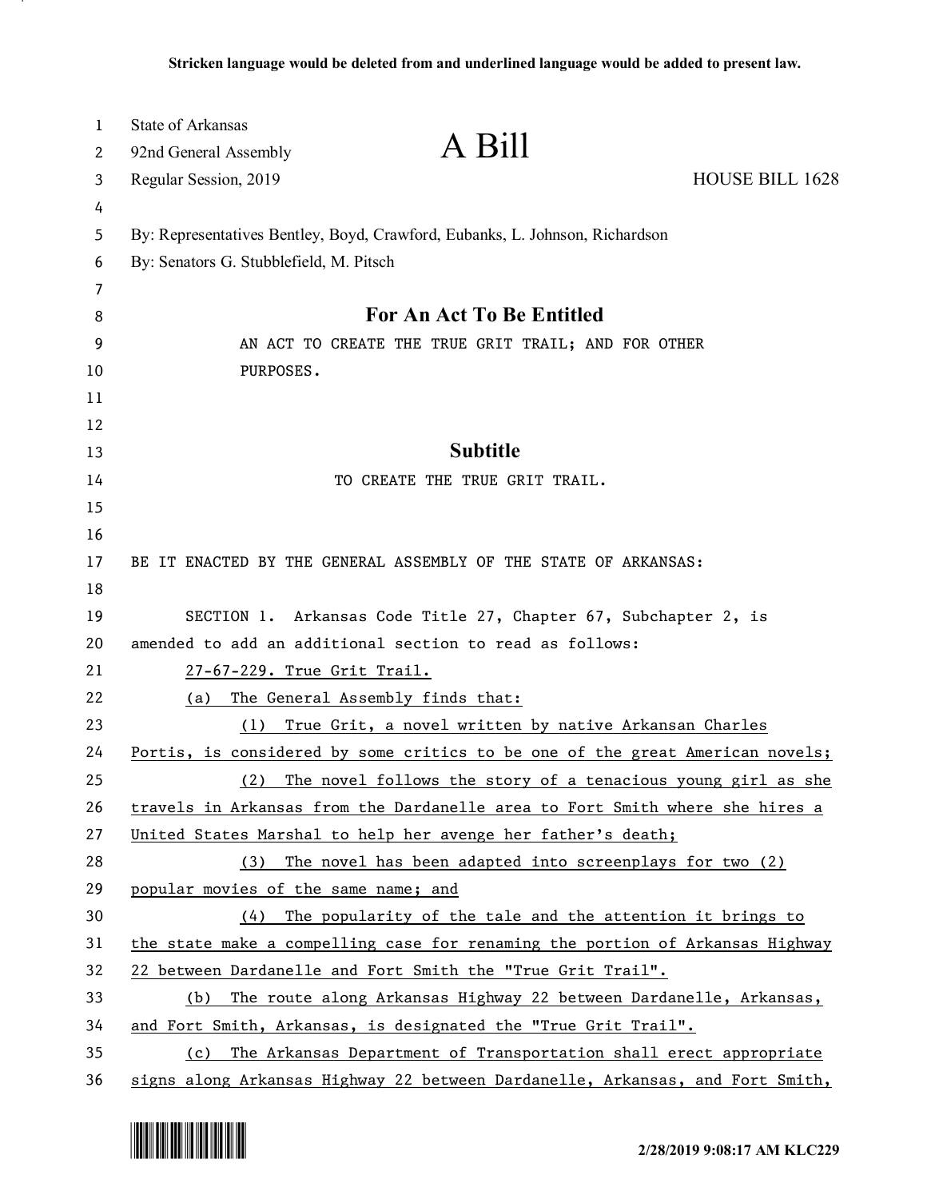**Stricken language would be deleted from and underlined language would be added to present law.**

State of Arkansas
92nd General Assembly

# A Bill

Regular Session, 2019 HOUSE BILL 1628

By: Representatives Bentley, Boyd, Crawford, Eubanks, L. Johnson, Richardson
By: Senators G. Stubblefield, M. Pitsch

## For An Act To Be Entitled

AN ACT TO CREATE THE TRUE GRIT TRAIL; AND FOR OTHER PURPOSES.

## Subtitle

TO CREATE THE TRUE GRIT TRAIL.

BE IT ENACTED BY THE GENERAL ASSEMBLY OF THE STATE OF ARKANSAS:

SECTION 1. Arkansas Code Title 27, Chapter 67, Subchapter 2, is amended to add an additional section to read as follows:

<u>27-67-229. True Grit Trail.</u>

<u>(a) The General Assembly finds that:</u>

<u>(1) True Grit, a novel written by native Arkansan Charles Portis, is considered by some critics to be one of the great American novels;</u>

<u>(2) The novel follows the story of a tenacious young girl as she travels in Arkansas from the Dardanelle area to Fort Smith where she hires a United States Marshal to help her avenge her father's death;</u>

<u>(3) The novel has been adapted into screenplays for two (2) popular movies of the same name; and</u>

<u>(4) The popularity of the tale and the attention it brings to the state make a compelling case for renaming the portion of Arkansas Highway 22 between Dardanelle and Fort Smith the "True Grit Trail".</u>

<u>(b) The route along Arkansas Highway 22 between Dardanelle, Arkansas, and Fort Smith, Arkansas, is designated the "True Grit Trail".</u>

<u>(c) The Arkansas Department of Transportation shall erect appropriate signs along Arkansas Highway 22 between Dardanelle, Arkansas, and Fort Smith,</u>

2/28/2019 9:08:17 AM KLC229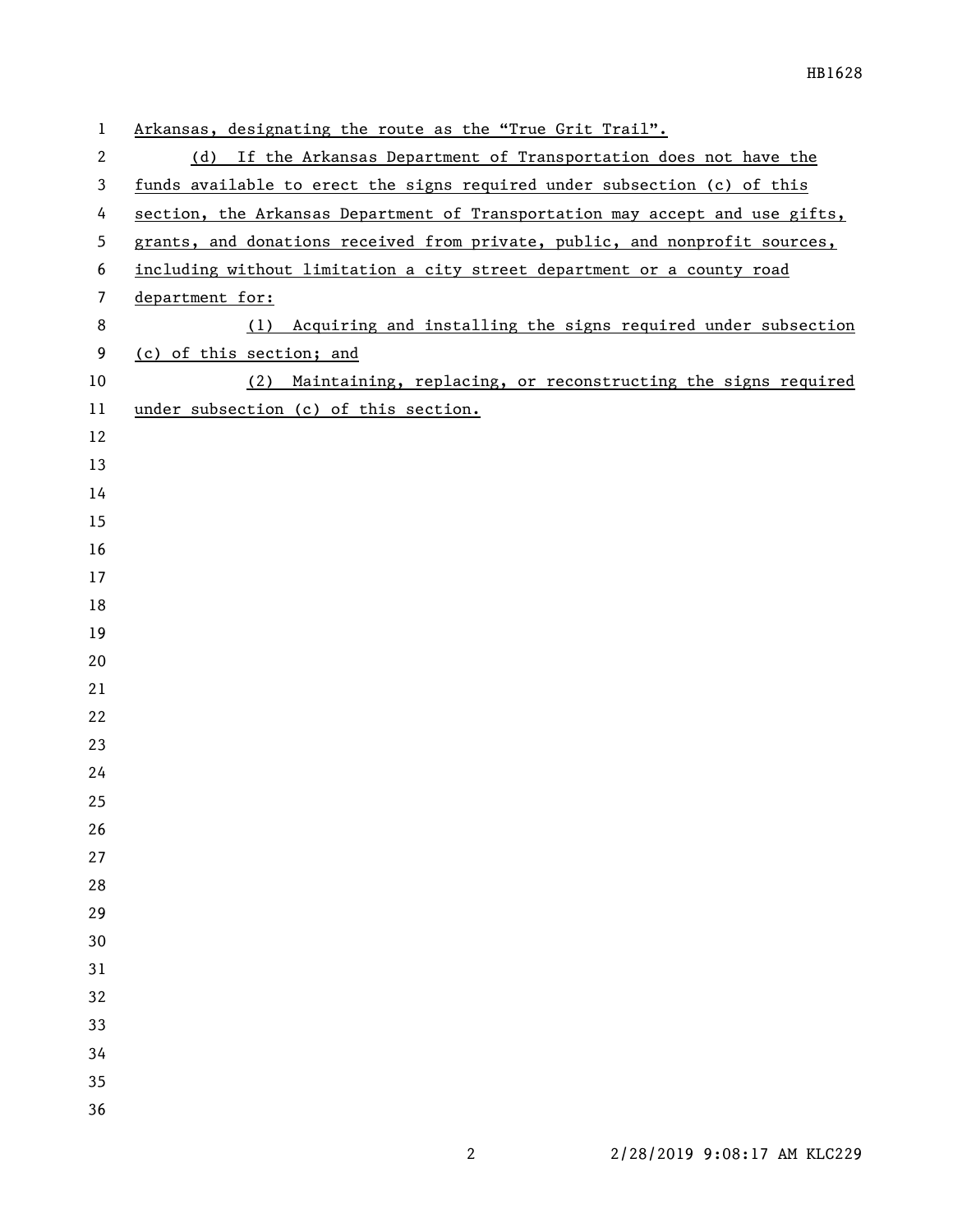Arkansas, designating the route as the "True Grit Trail".

(d) If the Arkansas Department of Transportation does not have the funds available to erect the signs required under subsection (c) of this section, the Arkansas Department of Transportation may accept and use gifts, grants, and donations received from private, public, and nonprofit sources, including without limitation a city street department or a county road department for:

(1) Acquiring and installing the signs required under subsection (c) of this section; and

(2) Maintaining, replacing, or reconstructing the signs required under subsection (c) of this section.